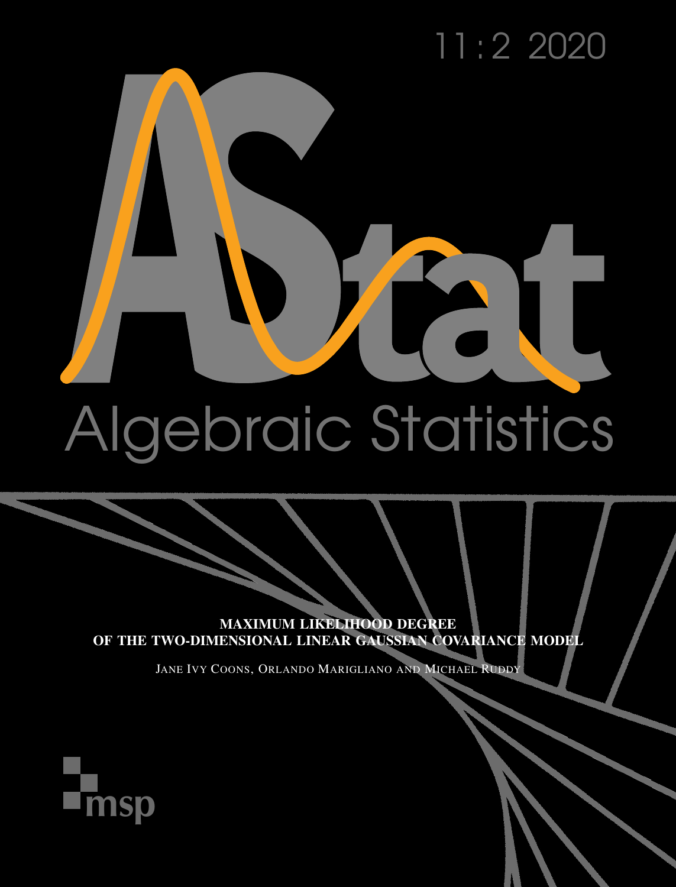11:2 2020

# Algebraic Statistics

**MAXIMUM LIKELIHOOD DEGREE OF THE TWO-DIMENSIONAL LINEAR GAUSSIAN COVARIANCE MODEL**

JANE IVY COONS, ORLANDO MARIGLIANO AND MICHAEL RUDDY

msp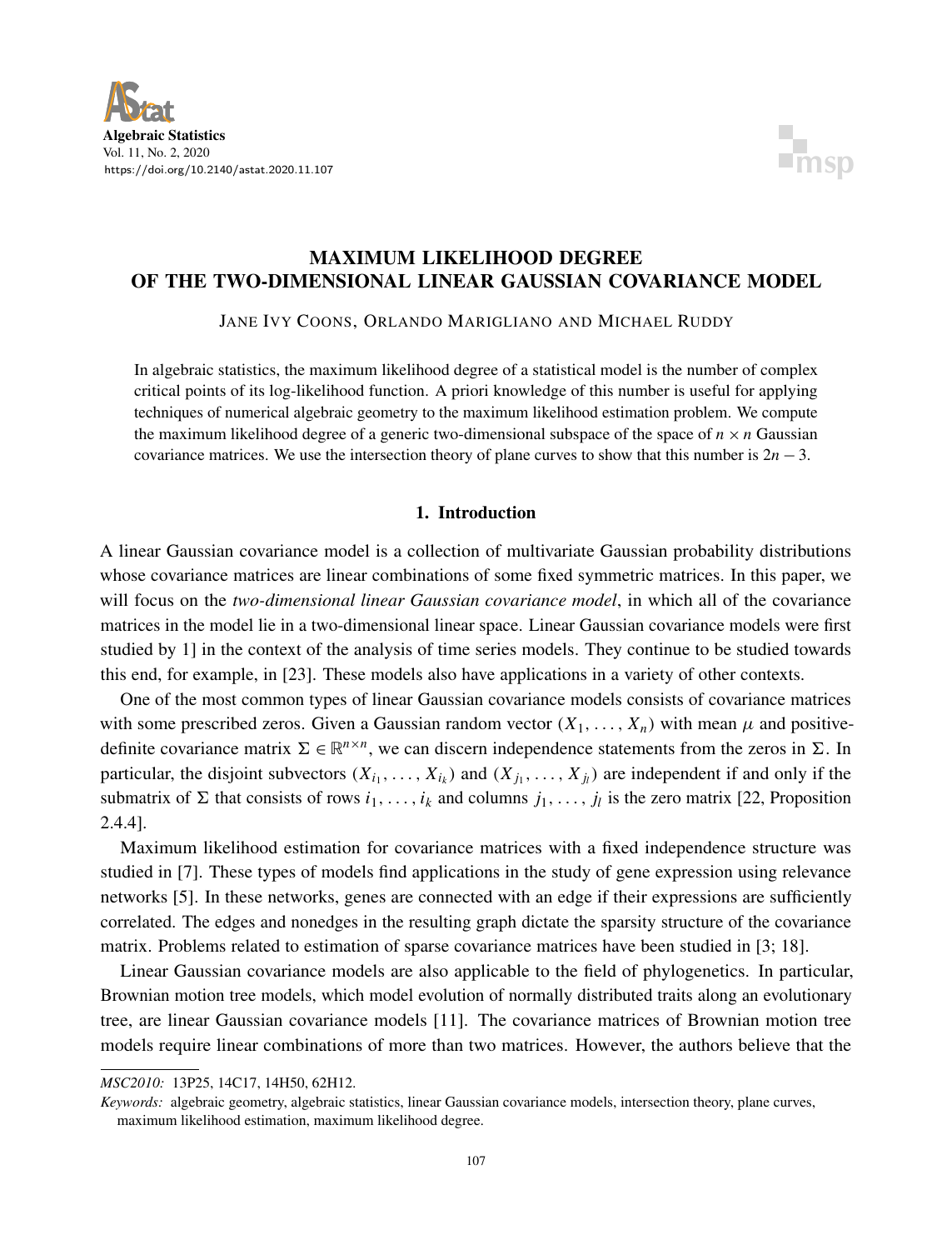# MAXIMUM LIKELIHOOD DEGREE OF THE TWO-DIMENSIONAL LINEAR GAUSSIAN COVARIANCE MODEL

JANE IVY COONS, ORLANDO MARIGLIANO AND MICHAEL RUDDY

In algebraic statistics, the maximum likelihood degree of a statistical model is the number of complex critical points of its log-likelihood function. A priori knowledge of this number is useful for applying techniques of numerical algebraic geometry to the maximum likelihood estimation problem. We compute the maximum likelihood degree of a generic two-dimensional subspace of the space of $n \times n$ Gaussian covariance matrices. We use the intersection theory of plane curves to show that this number is $2n - 3$.

## 1. Introduction

A linear Gaussian covariance model is a collection of multivariate Gaussian probability distributions whose covariance matrices are linear combinations of some fixed symmetric matrices. In this paper, we will focus on the *two-dimensional linear Gaussian covariance model*, in which all of the covariance matrices in the model lie in a two-dimensional linear space. Linear Gaussian covariance models were first studied by 1] in the context of the analysis of time series models. They continue to be studied towards this end, for example, in [23]. These models also have applications in a variety of other contexts.

One of the most common types of linear Gaussian covariance models consists of covariance matrices with some prescribed zeros. Given a Gaussian random vector $(X_1, \ldots, X_n)$ with mean $\mu$ and positive-definite covariance matrix $\Sigma \in \mathbb{R}^{n \times n}$, we can discern independence statements from the zeros in $\Sigma$. In particular, the disjoint subvectors $(X_{i_1}, \ldots, X_{i_k})$ and $(X_{j_1}, \ldots, X_{j_l})$ are independent if and only if the submatrix of $\Sigma$ that consists of rows $i_1, \ldots, i_k$ and columns $j_1, \ldots, j_l$ is the zero matrix [22, Proposition 2.4.4].

Maximum likelihood estimation for covariance matrices with a fixed independence structure was studied in [7]. These types of models find applications in the study of gene expression using relevance networks [5]. In these networks, genes are connected with an edge if their expressions are sufficiently correlated. The edges and nonedges in the resulting graph dictate the sparsity structure of the covariance matrix. Problems related to estimation of sparse covariance matrices have been studied in [3; 18].

Linear Gaussian covariance models are also applicable to the field of phylogenetics. In particular, Brownian motion tree models, which model evolution of normally distributed traits along an evolutionary tree, are linear Gaussian covariance models [11]. The covariance matrices of Brownian motion tree models require linear combinations of more than two matrices. However, the authors believe that the

*MSC2010:* 13P25, 14C17, 14H50, 62H12.

*Keywords:* algebraic geometry, algebraic statistics, linear Gaussian covariance models, intersection theory, plane curves, maximum likelihood estimation, maximum likelihood degree.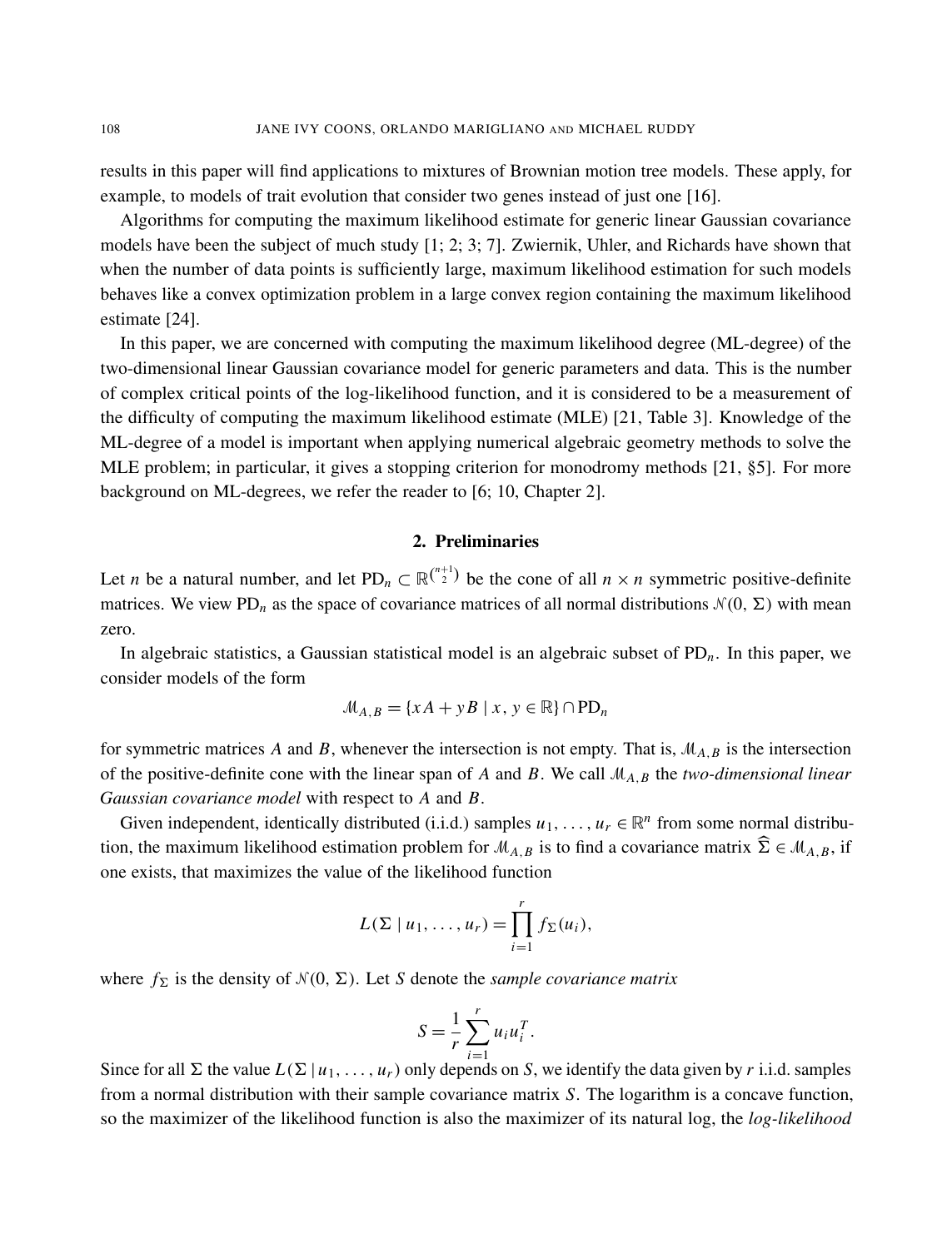results in this paper will find applications to mixtures of Brownian motion tree models. These apply, for example, to models of trait evolution that consider two genes instead of just one [16].

Algorithms for computing the maximum likelihood estimate for generic linear Gaussian covariance models have been the subject of much study [1; 2; 3; 7]. Zwiernik, Uhler, and Richards have shown that when the number of data points is sufficiently large, maximum likelihood estimation for such models behaves like a convex optimization problem in a large convex region containing the maximum likelihood estimate [24].

In this paper, we are concerned with computing the maximum likelihood degree (ML-degree) of the two-dimensional linear Gaussian covariance model for generic parameters and data. This is the number of complex critical points of the log-likelihood function, and it is considered to be a measurement of the difficulty of computing the maximum likelihood estimate (MLE) [21, Table 3]. Knowledge of the ML-degree of a model is important when applying numerical algebraic geometry methods to solve the MLE problem; in particular, it gives a stopping criterion for monodromy methods [21, §5]. For more background on ML-degrees, we refer the reader to [6; 10, Chapter 2].

## 2. Preliminaries

Let $n$ be a natural number, and let $\mathrm{PD}_n \subset \mathbb{R}^{\binom{n+1}{2}}$ be the cone of all $n \times n$ symmetric positive-definite matrices. We view $\mathrm{PD}_n$ as the space of covariance matrices of all normal distributions $\mathcal{N}(0, \Sigma)$ with mean zero.

In algebraic statistics, a Gaussian statistical model is an algebraic subset of $\mathrm{PD}_n$. In this paper, we consider models of the form

$$\mathcal{M}_{A,B} = \{xA + yB \mid x, y \in \mathbb{R}\} \cap \mathrm{PD}_n$$

for symmetric matrices $A$ and $B$, whenever the intersection is not empty. That is, $\mathcal{M}_{A,B}$ is the intersection of the positive-definite cone with the linear span of $A$ and $B$. We call $\mathcal{M}_{A,B}$ the *two-dimensional linear Gaussian covariance model* with respect to $A$ and $B$.

Given independent, identically distributed (i.i.d.) samples $u_1, \dots, u_r \in \mathbb{R}^n$ from some normal distribution, the maximum likelihood estimation problem for $\mathcal{M}_{A,B}$ is to find a covariance matrix $\widehat{\Sigma} \in \mathcal{M}_{A,B}$, if one exists, that maximizes the value of the likelihood function

$$L(\Sigma \mid u_1, \dots, u_r) = \prod_{i=1}^{r} f_\Sigma(u_i),$$

where $f_\Sigma$ is the density of $\mathcal{N}(0, \Sigma)$. Let $S$ denote the *sample covariance matrix*

$$S = \frac{1}{r} \sum_{i=1}^{r} u_i u_i^T.$$

Since for all $\Sigma$ the value $L(\Sigma \mid u_1, \dots, u_r)$ only depends on $S$, we identify the data given by $r$ i.i.d. samples from a normal distribution with their sample covariance matrix $S$. The logarithm is a concave function, so the maximizer of the likelihood function is also the maximizer of its natural log, the *log-likelihood*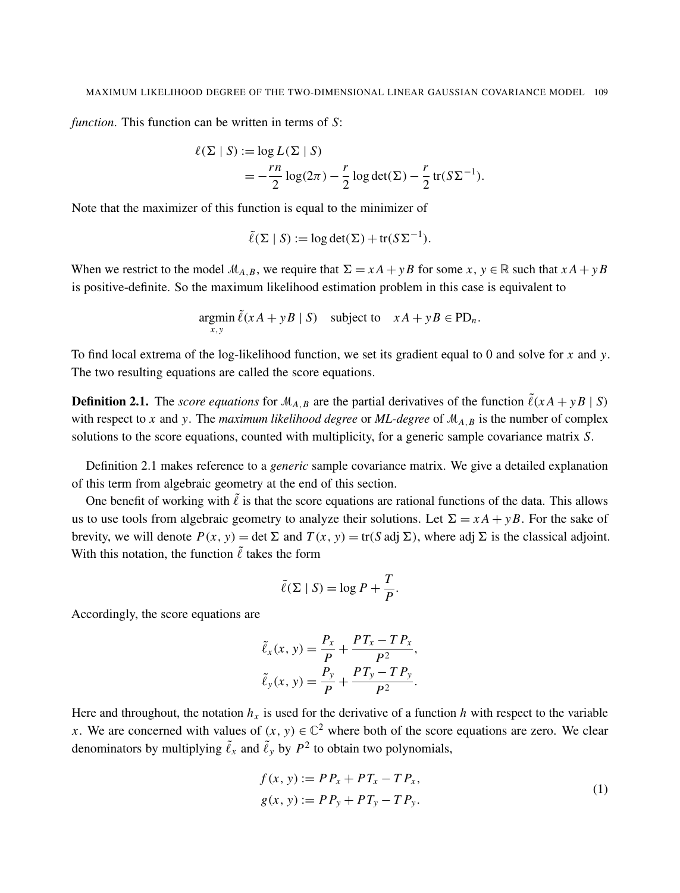*function*. This function can be written in terms of $S$:

$$\ell(\Sigma \mid S) := \log L(\Sigma \mid S)$$
$$= -\frac{rn}{2}\log(2\pi) - \frac{r}{2}\log\det(\Sigma) - \frac{r}{2}\operatorname{tr}(S\Sigma^{-1}).$$

Note that the maximizer of this function is equal to the minimizer of

$$\tilde{\ell}(\Sigma \mid S) := \log\det(\Sigma) + \operatorname{tr}(S\Sigma^{-1}).$$

When we restrict to the model $\mathcal{M}_{A,B}$, we require that $\Sigma = xA + yB$ for some $x, y \in \mathbb{R}$ such that $xA + yB$ is positive-definite. So the maximum likelihood estimation problem in this case is equivalent to

$$\underset{x,y}{\operatorname{argmin}}\, \tilde{\ell}(xA + yB \mid S) \quad \text{subject to} \quad xA + yB \in \mathrm{PD}_n.$$

To find local extrema of the log-likelihood function, we set its gradient equal to 0 and solve for $x$ and $y$. The two resulting equations are called the score equations.

**Definition 2.1.** The *score equations* for $\mathcal{M}_{A,B}$ are the partial derivatives of the function $\tilde{\ell}(xA + yB \mid S)$ with respect to $x$ and $y$. The *maximum likelihood degree* or *ML-degree* of $\mathcal{M}_{A,B}$ is the number of complex solutions to the score equations, counted with multiplicity, for a generic sample covariance matrix $S$.

Definition 2.1 makes reference to a *generic* sample covariance matrix. We give a detailed explanation of this term from algebraic geometry at the end of this section.

One benefit of working with $\tilde{\ell}$ is that the score equations are rational functions of the data. This allows us to use tools from algebraic geometry to analyze their solutions. Let $\Sigma = xA + yB$. For the sake of brevity, we will denote $P(x, y) = \det\Sigma$ and $T(x, y) = \operatorname{tr}(S \operatorname{adj}\Sigma)$, where $\operatorname{adj}\Sigma$ is the classical adjoint. With this notation, the function $\tilde{\ell}$ takes the form

$$\tilde{\ell}(\Sigma \mid S) = \log P + \frac{T}{P}.$$

Accordingly, the score equations are

$$\tilde{\ell}_x(x, y) = \frac{P_x}{P} + \frac{PT_x - TP_x}{P^2},$$
$$\tilde{\ell}_y(x, y) = \frac{P_y}{P} + \frac{PT_y - TP_y}{P^2}.$$

Here and throughout, the notation $h_x$ is used for the derivative of a function $h$ with respect to the variable $x$. We are concerned with values of $(x, y) \in \mathbb{C}^2$ where both of the score equations are zero. We clear denominators by multiplying $\tilde{\ell}_x$ and $\tilde{\ell}_y$ by $P^2$ to obtain two polynomials,

$$f(x, y) := PP_x + PT_x - TP_x,$$
$$g(x, y) := PP_y + PT_y - TP_y. \tag{1}$$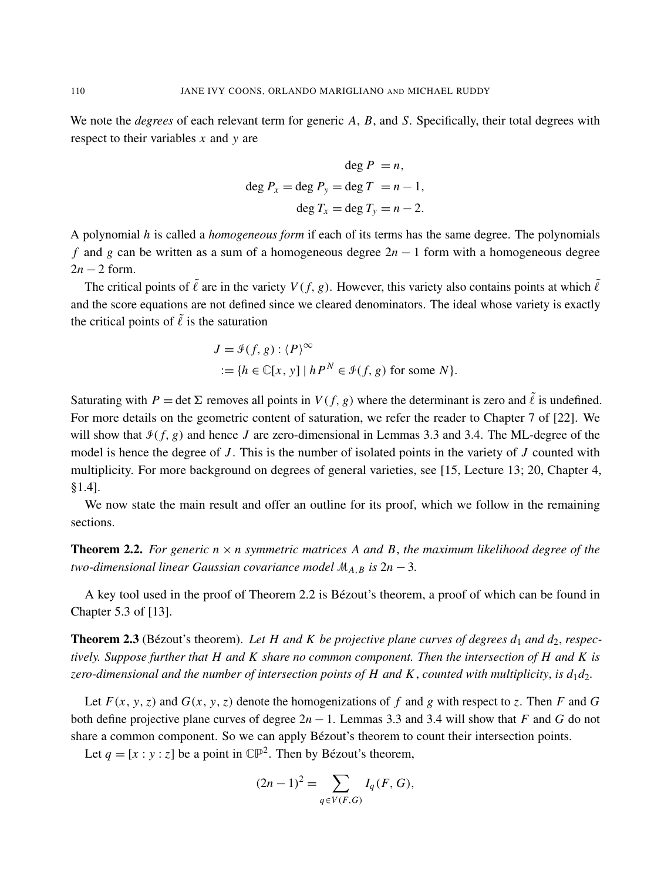We note the *degrees* of each relevant term for generic $A$, $B$, and $S$. Specifically, their total degrees with respect to their variables $x$ and $y$ are

$$
\begin{aligned}
\deg P &= n, \\
\deg P_x = \deg P_y = \deg T &= n-1, \\
\deg T_x = \deg T_y &= n-2.
\end{aligned}
$$

A polynomial $h$ is called a *homogeneous form* if each of its terms has the same degree. The polynomials $f$ and $g$ can be written as a sum of a homogeneous degree $2n-1$ form with a homogeneous degree $2n-2$ form.

The critical points of $\tilde{\ell}$ are in the variety $V(f, g)$. However, this variety also contains points at which $\tilde{\ell}$ and the score equations are not defined since we cleared denominators. The ideal whose variety is exactly the critical points of $\tilde{\ell}$ is the saturation

$$
\begin{aligned}
J &= \mathcal{I}(f, g) : \langle P \rangle^{\infty} \\
&:= \{h \in \mathbb{C}[x, y] \mid hP^N \in \mathcal{I}(f, g) \text{ for some } N\}.
\end{aligned}
$$

Saturating with $P = \det \Sigma$ removes all points in $V(f, g)$ where the determinant is zero and $\tilde{\ell}$ is undefined. For more details on the geometric content of saturation, we refer the reader to Chapter 7 of [22]. We will show that $\mathcal{I}(f, g)$ and hence $J$ are zero-dimensional in Lemmas 3.3 and 3.4. The ML-degree of the model is hence the degree of $J$. This is the number of isolated points in the variety of $J$ counted with multiplicity. For more background on degrees of general varieties, see [15, Lecture 13; 20, Chapter 4, §1.4].

We now state the main result and offer an outline for its proof, which we follow in the remaining sections.

**Theorem 2.2.** *For generic $n \times n$ symmetric matrices $A$ and $B$, the maximum likelihood degree of the two-dimensional linear Gaussian covariance model $\mathcal{M}_{A,B}$ is $2n-3$.*

A key tool used in the proof of Theorem 2.2 is Bézout's theorem, a proof of which can be found in Chapter 5.3 of [13].

**Theorem 2.3** (Bézout's theorem). *Let $H$ and $K$ be projective plane curves of degrees $d_1$ and $d_2$, respectively. Suppose further that $H$ and $K$ share no common component. Then the intersection of $H$ and $K$ is zero-dimensional and the number of intersection points of $H$ and $K$, counted with multiplicity, is $d_1 d_2$.*

Let $F(x, y, z)$ and $G(x, y, z)$ denote the homogenizations of $f$ and $g$ with respect to $z$. Then $F$ and $G$ both define projective plane curves of degree $2n-1$. Lemmas 3.3 and 3.4 will show that $F$ and $G$ do not share a common component. So we can apply Bézout's theorem to count their intersection points.

Let $q = [x : y : z]$ be a point in $\mathbb{CP}^2$. Then by Bézout's theorem,

$$
(2n-1)^2 = \sum_{q \in V(F,G)} I_q(F, G),
$$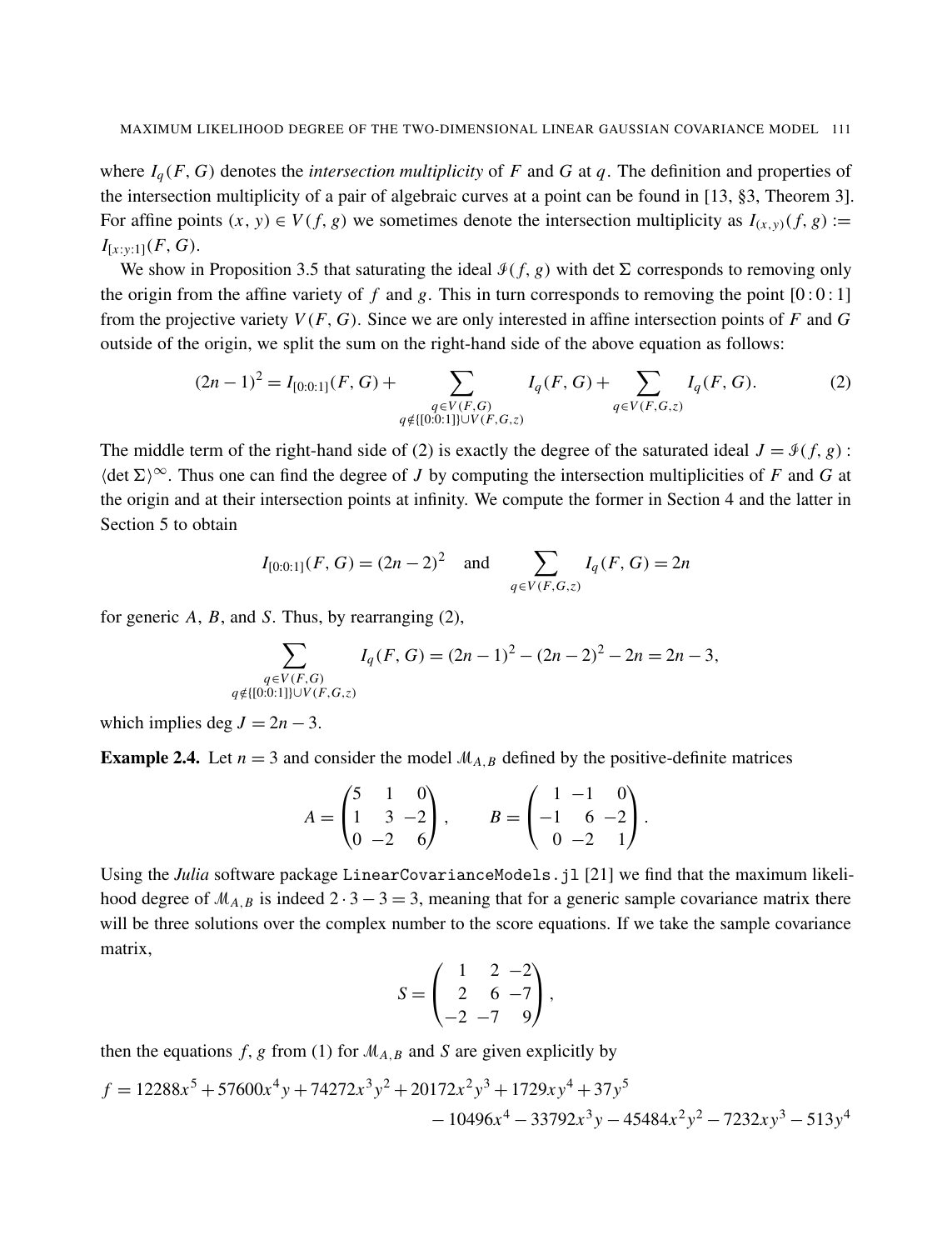where $I_q(F, G)$ denotes the *intersection multiplicity* of $F$ and $G$ at $q$. The definition and properties of the intersection multiplicity of a pair of algebraic curves at a point can be found in [13, §3, Theorem 3]. For affine points $(x, y) \in V(f, g)$ we sometimes denote the intersection multiplicity as $I_{(x,y)}(f, g) := I_{[x:y:1]}(F, G)$.

We show in Proposition 3.5 that saturating the ideal $\mathcal{I}(f, g)$ with $\det \Sigma$ corresponds to removing only the origin from the affine variety of $f$ and $g$. This in turn corresponds to removing the point $[0:0:1]$ from the projective variety $V(F, G)$. Since we are only interested in affine intersection points of $F$ and $G$ outside of the origin, we split the sum on the right-hand side of the above equation as follows:

$$(2n-1)^2 = I_{[0:0:1]}(F, G) + \sum_{\substack{q \in V(F,G) \\ q \notin \{[0:0:1]\} \cup V(F,G,z)}} I_q(F, G) + \sum_{q \in V(F,G,z)} I_q(F, G). \tag{2}$$

The middle term of the right-hand side of (2) is exactly the degree of the saturated ideal $J = \mathcal{I}(f, g) : \langle \det \Sigma \rangle^\infty$. Thus one can find the degree of $J$ by computing the intersection multiplicities of $F$ and $G$ at the origin and at their intersection points at infinity. We compute the former in Section 4 and the latter in Section 5 to obtain

$$I_{[0:0:1]}(F, G) = (2n-2)^2 \quad \text{and} \quad \sum_{q \in V(F,G,z)} I_q(F, G) = 2n$$

for generic $A$, $B$, and $S$. Thus, by rearranging (2),

$$\sum_{\substack{q \in V(F,G) \\ q \notin \{[0:0:1]\} \cup V(F,G,z)}} I_q(F, G) = (2n-1)^2 - (2n-2)^2 - 2n = 2n - 3,$$

which implies $\deg J = 2n - 3$.

**Example 2.4.** Let $n = 3$ and consider the model $\mathcal{M}_{A,B}$ defined by the positive-definite matrices

$$A = \begin{pmatrix} 5 & 1 & 0 \\ 1 & 3 & -2 \\ 0 & -2 & 6 \end{pmatrix}, \qquad B = \begin{pmatrix} 1 & -1 & 0 \\ -1 & 6 & -2 \\ 0 & -2 & 1 \end{pmatrix}.$$

Using the *Julia* software package `LinearCovarianceModels.jl` [21] we find that the maximum likelihood degree of $\mathcal{M}_{A,B}$ is indeed $2 \cdot 3 - 3 = 3$, meaning that for a generic sample covariance matrix there will be three solutions over the complex number to the score equations. If we take the sample covariance matrix,

$$S = \begin{pmatrix} 1 & 2 & -2 \\ 2 & 6 & -7 \\ -2 & -7 & 9 \end{pmatrix},$$

then the equations $f, g$ from (1) for $\mathcal{M}_{A,B}$ and $S$ are given explicitly by

$$\begin{aligned} f = {} & 12288x^5 + 57600x^4y + 74272x^3y^2 + 20172x^2y^3 + 1729xy^4 + 37y^5 \\ & - 10496x^4 - 33792x^3y - 45484x^2y^2 - 7232xy^3 - 513y^4 \end{aligned}$$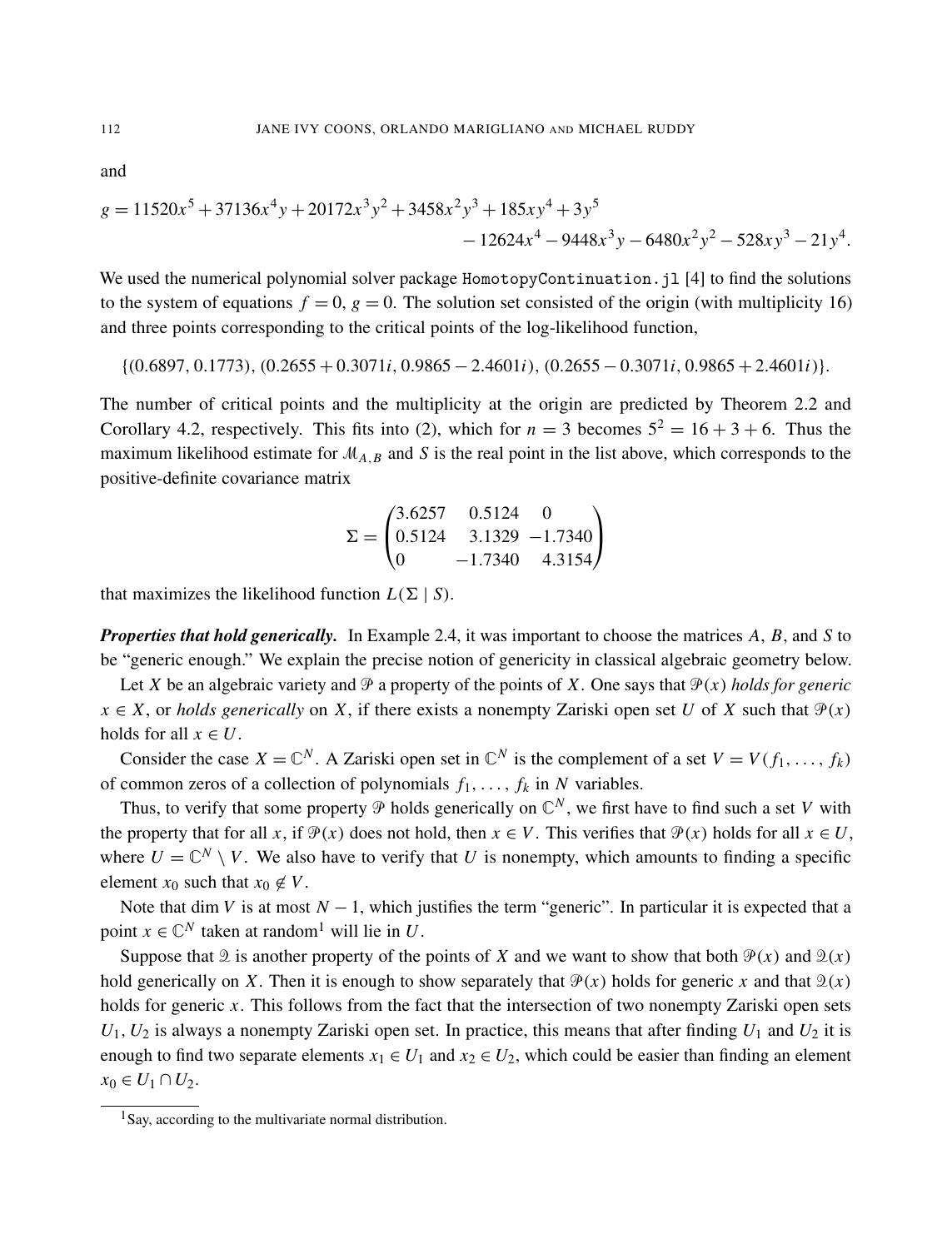and

$$g = 11520x^5 + 37136x^4y + 20172x^3y^2 + 3458x^2y^3 + 185xy^4 + 3y^5 - 12624x^4 - 9448x^3y - 6480x^2y^2 - 528xy^3 - 21y^4.$$

We used the numerical polynomial solver package `HomotopyContinuation.jl` [4] to find the solutions to the system of equations $f = 0$, $g = 0$. The solution set consisted of the origin (with multiplicity 16) and three points corresponding to the critical points of the log-likelihood function,

$$\{(0.6897, 0.1773), (0.2655 + 0.3071i, 0.9865 - 2.4601i), (0.2655 - 0.3071i, 0.9865 + 2.4601i)\}.$$

The number of critical points and the multiplicity at the origin are predicted by Theorem 2.2 and Corollary 4.2, respectively. This fits into (2), which for $n = 3$ becomes $5^2 = 16 + 3 + 6$. Thus the maximum likelihood estimate for $\mathcal{M}_{A,B}$ and $S$ is the real point in the list above, which corresponds to the positive-definite covariance matrix

$$\Sigma = \begin{pmatrix} 3.6257 & 0.5124 & 0 \\ 0.5124 & 3.1329 & -1.7340 \\ 0 & -1.7340 & 4.3154 \end{pmatrix}$$

that maximizes the likelihood function $L(\Sigma \mid S)$.

***Properties that hold generically.*** In Example 2.4, it was important to choose the matrices $A$, $B$, and $S$ to be "generic enough." We explain the precise notion of genericity in classical algebraic geometry below.

Let $X$ be an algebraic variety and $\mathcal{P}$ a property of the points of $X$. One says that $\mathcal{P}(x)$ *holds for generic* $x \in X$, or *holds generically* on $X$, if there exists a nonempty Zariski open set $U$ of $X$ such that $\mathcal{P}(x)$ holds for all $x \in U$.

Consider the case $X = \mathbb{C}^N$. A Zariski open set in $\mathbb{C}^N$ is the complement of a set $V = V(f_1, \dots, f_k)$ of common zeros of a collection of polynomials $f_1, \dots, f_k$ in $N$ variables.

Thus, to verify that some property $\mathcal{P}$ holds generically on $\mathbb{C}^N$, we first have to find such a set $V$ with the property that for all $x$, if $\mathcal{P}(x)$ does not hold, then $x \in V$. This verifies that $\mathcal{P}(x)$ holds for all $x \in U$, where $U = \mathbb{C}^N \setminus V$. We also have to verify that $U$ is nonempty, which amounts to finding a specific element $x_0$ such that $x_0 \notin V$.

Note that $\dim V$ is at most $N - 1$, which justifies the term "generic". In particular it is expected that a point $x \in \mathbb{C}^N$ taken at random[1] will lie in $U$.

Suppose that $\mathcal{Q}$ is another property of the points of $X$ and we want to show that both $\mathcal{P}(x)$ and $\mathcal{Q}(x)$ hold generically on $X$. Then it is enough to show separately that $\mathcal{P}(x)$ holds for generic $x$ and that $\mathcal{Q}(x)$ holds for generic $x$. This follows from the fact that the intersection of two nonempty Zariski open sets $U_1, U_2$ is always a nonempty Zariski open set. In practice, this means that after finding $U_1$ and $U_2$ it is enough to find two separate elements $x_1 \in U_1$ and $x_2 \in U_2$, which could be easier than finding an element $x_0 \in U_1 \cap U_2$.

[1] Say, according to the multivariate normal distribution.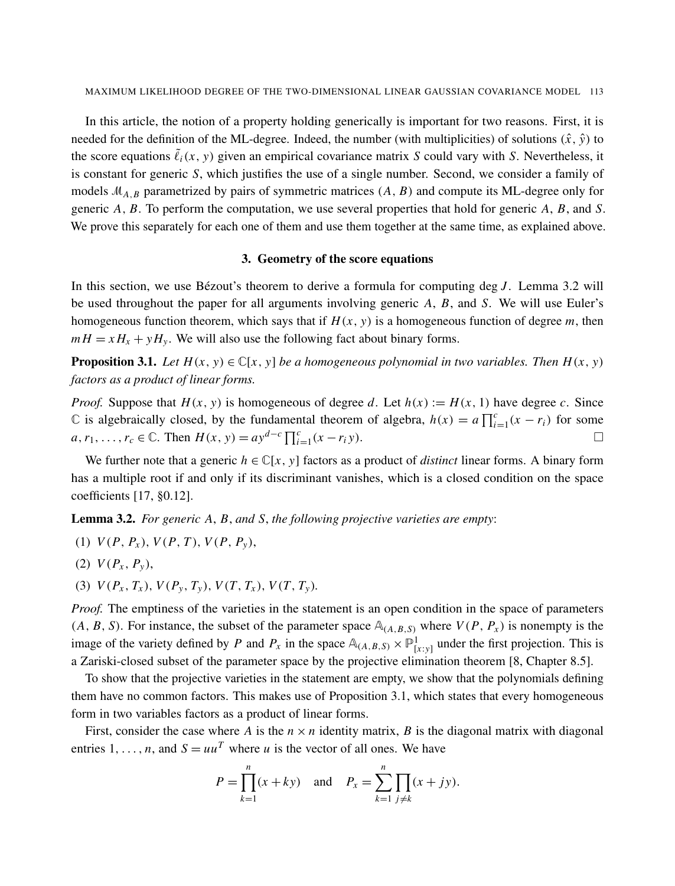In this article, the notion of a property holding generically is important for two reasons. First, it is needed for the definition of the ML-degree. Indeed, the number (with multiplicities) of solutions $(\hat{x}, \hat{y})$ to the score equations $\tilde{\ell}_i(x, y)$ given an empirical covariance matrix $S$ could vary with $S$. Nevertheless, it is constant for generic $S$, which justifies the use of a single number. Second, we consider a family of models $\mathcal{M}_{A,B}$ parametrized by pairs of symmetric matrices $(A, B)$ and compute its ML-degree only for generic $A$, $B$. To perform the computation, we use several properties that hold for generic $A$, $B$, and $S$. We prove this separately for each one of them and use them together at the same time, as explained above.

## 3. Geometry of the score equations

In this section, we use Bézout's theorem to derive a formula for computing $\deg J$. Lemma 3.2 will be used throughout the paper for all arguments involving generic $A$, $B$, and $S$. We will use Euler's homogeneous function theorem, which says that if $H(x, y)$ is a homogeneous function of degree $m$, then $mH = xH_x + yH_y$. We will also use the following fact about binary forms.

**Proposition 3.1.** *Let $H(x, y) \in \mathbb{C}[x, y]$ be a homogeneous polynomial in two variables. Then $H(x, y)$ factors as a product of linear forms.*

*Proof.* Suppose that $H(x, y)$ is homogeneous of degree $d$. Let $h(x) := H(x, 1)$ have degree $c$. Since $\mathbb{C}$ is algebraically closed, by the fundamental theorem of algebra, $h(x) = a\prod_{i=1}^{c}(x - r_i)$ for some $a, r_1, \ldots, r_c \in \mathbb{C}$. Then $H(x, y) = ay^{d-c}\prod_{i=1}^{c}(x - r_i y)$. □

We further note that a generic $h \in \mathbb{C}[x, y]$ factors as a product of *distinct* linear forms. A binary form has a multiple root if and only if its discriminant vanishes, which is a closed condition on the space coefficients [17, §0.12].

**Lemma 3.2.** *For generic $A$, $B$, and $S$, the following projective varieties are empty*:

(1) $V(P, P_x)$, $V(P, T)$, $V(P, P_y)$,

(2) $V(P_x, P_y)$,

(3) $V(P_x, T_x)$, $V(P_y, T_y)$, $V(T, T_x)$, $V(T, T_y)$.

*Proof.* The emptiness of the varieties in the statement is an open condition in the space of parameters $(A, B, S)$. For instance, the subset of the parameter space $\mathbb{A}_{(A,B,S)}$ where $V(P, P_x)$ is nonempty is the image of the variety defined by $P$ and $P_x$ in the space $\mathbb{A}_{(A,B,S)} \times \mathbb{P}^1_{[x:y]}$ under the first projection. This is a Zariski-closed subset of the parameter space by the projective elimination theorem [8, Chapter 8.5].

To show that the projective varieties in the statement are empty, we show that the polynomials defining them have no common factors. This makes use of Proposition 3.1, which states that every homogeneous form in two variables factors as a product of linear forms.

First, consider the case where $A$ is the $n \times n$ identity matrix, $B$ is the diagonal matrix with diagonal entries $1, \ldots, n$, and $S = uu^T$ where $u$ is the vector of all ones. We have

$$P = \prod_{k=1}^{n}(x + ky) \quad \text{and} \quad P_x = \sum_{k=1}^{n}\prod_{j \neq k}(x + jy).$$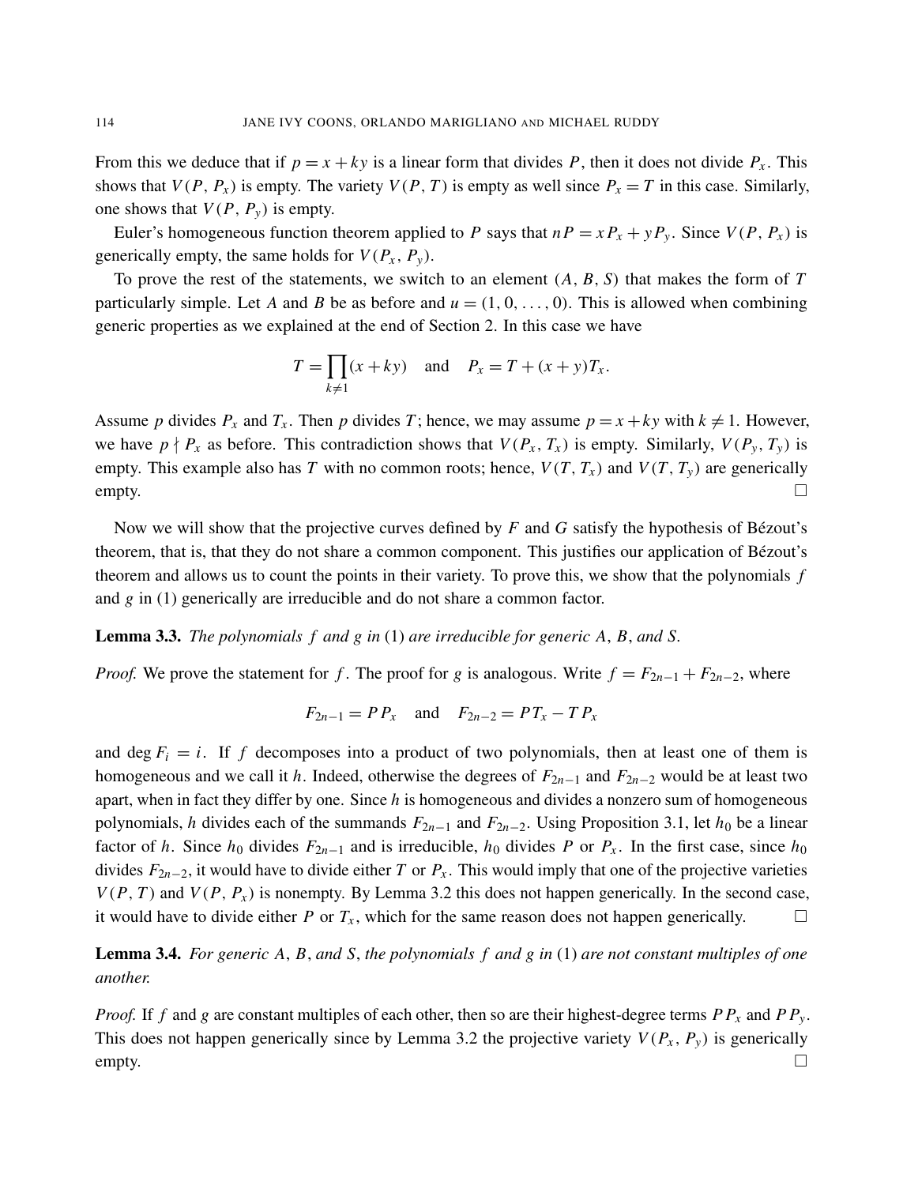From this we deduce that if $p = x + ky$ is a linear form that divides $P$, then it does not divide $P_x$. This shows that $V(P, P_x)$ is empty. The variety $V(P, T)$ is empty as well since $P_x = T$ in this case. Similarly, one shows that $V(P, P_y)$ is empty.

Euler's homogeneous function theorem applied to $P$ says that $nP = xP_x + yP_y$. Since $V(P, P_x)$ is generically empty, the same holds for $V(P_x, P_y)$.

To prove the rest of the statements, we switch to an element $(A, B, S)$ that makes the form of $T$ particularly simple. Let $A$ and $B$ be as before and $u = (1, 0, \dots, 0)$. This is allowed when combining generic properties as we explained at the end of Section 2. In this case we have

$$T = \prod_{k \neq 1} (x + ky) \quad \text{and} \quad P_x = T + (x + y)T_x.$$

Assume $p$ divides $P_x$ and $T_x$. Then $p$ divides $T$; hence, we may assume $p = x + ky$ with $k \neq 1$. However, we have $p \nmid P_x$ as before. This contradiction shows that $V(P_x, T_x)$ is empty. Similarly, $V(P_y, T_y)$ is empty. This example also has $T$ with no common roots; hence, $V(T, T_x)$ and $V(T, T_y)$ are generically empty. $\square$

Now we will show that the projective curves defined by $F$ and $G$ satisfy the hypothesis of Bézout's theorem, that is, that they do not share a common component. This justifies our application of Bézout's theorem and allows us to count the points in their variety. To prove this, we show that the polynomials $f$ and $g$ in (1) generically are irreducible and do not share a common factor.

**Lemma 3.3.** *The polynomials $f$ and $g$ in* (1) *are irreducible for generic $A$, $B$, and $S$.*

*Proof.* We prove the statement for $f$. The proof for $g$ is analogous. Write $f = F_{2n-1} + F_{2n-2}$, where

$$F_{2n-1} = PP_x \quad \text{and} \quad F_{2n-2} = PT_x - TP_x$$

and $\deg F_i = i$. If $f$ decomposes into a product of two polynomials, then at least one of them is homogeneous and we call it $h$. Indeed, otherwise the degrees of $F_{2n-1}$ and $F_{2n-2}$ would be at least two apart, when in fact they differ by one. Since $h$ is homogeneous and divides a nonzero sum of homogeneous polynomials, $h$ divides each of the summands $F_{2n-1}$ and $F_{2n-2}$. Using Proposition 3.1, let $h_0$ be a linear factor of $h$. Since $h_0$ divides $F_{2n-1}$ and is irreducible, $h_0$ divides $P$ or $P_x$. In the first case, since $h_0$ divides $F_{2n-2}$, it would have to divide either $T$ or $P_x$. This would imply that one of the projective varieties $V(P, T)$ and $V(P, P_x)$ is nonempty. By Lemma 3.2 this does not happen generically. In the second case, it would have to divide either $P$ or $T_x$, which for the same reason does not happen generically. $\square$

**Lemma 3.4.** *For generic $A$, $B$, and $S$, the polynomials $f$ and $g$ in* (1) *are not constant multiples of one another.*

*Proof.* If $f$ and $g$ are constant multiples of each other, then so are their highest-degree terms $PP_x$ and $PP_y$. This does not happen generically since by Lemma 3.2 the projective variety $V(P_x, P_y)$ is generically empty. $\square$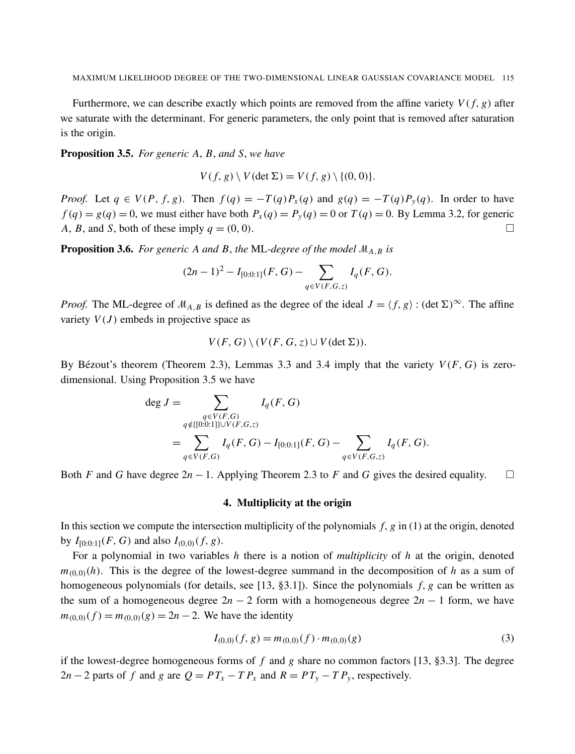Furthermore, we can describe exactly which points are removed from the affine variety $V(f, g)$ after we saturate with the determinant. For generic parameters, the only point that is removed after saturation is the origin.

**Proposition 3.5.** *For generic $A$, $B$, and $S$, we have*

$$V(f, g) \setminus V(\det \Sigma) = V(f, g) \setminus \{(0, 0)\}.$$

*Proof.* Let $q \in V(P, f, g)$. Then $f(q) = -T(q)P_x(q)$ and $g(q) = -T(q)P_y(q)$. In order to have $f(q) = g(q) = 0$, we must either have both $P_x(q) = P_y(q) = 0$ or $T(q) = 0$. By Lemma 3.2, for generic $A$, $B$, and $S$, both of these imply $q = (0, 0)$. □

**Proposition 3.6.** *For generic $A$ and $B$, the* ML*-degree of the model $\mathcal{M}_{A,B}$ is*

$$(2n-1)^2 - I_{[0:0:1]}(F, G) - \sum_{q \in V(F,G,z)} I_q(F, G).$$

*Proof.* The ML-degree of $\mathcal{M}_{A,B}$ is defined as the degree of the ideal $J = \langle f, g \rangle : (\det \Sigma)^\infty$. The affine variety $V(J)$ embeds in projective space as

$$V(F, G) \setminus (V(F, G, z) \cup V(\det \Sigma)).$$

By Bézout's theorem (Theorem 2.3), Lemmas 3.3 and 3.4 imply that the variety $V(F, G)$ is zero-dimensional. Using Proposition 3.5 we have

$$\begin{aligned}
\deg J &= \sum_{\substack{q \in V(F,G) \\ q \notin \{[0:0:1]\} \cup V(F,G,z)}} I_q(F, G) \\
&= \sum_{q \in V(F,G)} I_q(F, G) - I_{[0:0:1]}(F, G) - \sum_{q \in V(F,G,z)} I_q(F, G).
\end{aligned}$$

Both $F$ and $G$ have degree $2n - 1$. Applying Theorem 2.3 to $F$ and $G$ gives the desired equality. □

## 4. Multiplicity at the origin

In this section we compute the intersection multiplicity of the polynomials $f$, $g$ in (1) at the origin, denoted by $I_{[0:0:1]}(F, G)$ and also $I_{(0,0)}(f, g)$.

For a polynomial in two variables $h$ there is a notion of *multiplicity* of $h$ at the origin, denoted $m_{(0,0)}(h)$. This is the degree of the lowest-degree summand in the decomposition of $h$ as a sum of homogeneous polynomials (for details, see [13, §3.1]). Since the polynomials $f$, $g$ can be written as the sum of a homogeneous degree $2n - 2$ form with a homogeneous degree $2n - 1$ form, we have $m_{(0,0)}(f) = m_{(0,0)}(g) = 2n - 2$. We have the identity

$$I_{(0,0)}(f, g) = m_{(0,0)}(f) \cdot m_{(0,0)}(g) \tag{3}$$

if the lowest-degree homogeneous forms of $f$ and $g$ share no common factors [13, §3.3]. The degree $2n - 2$ parts of $f$ and $g$ are $Q = PT_x - TP_x$ and $R = PT_y - TP_y$, respectively.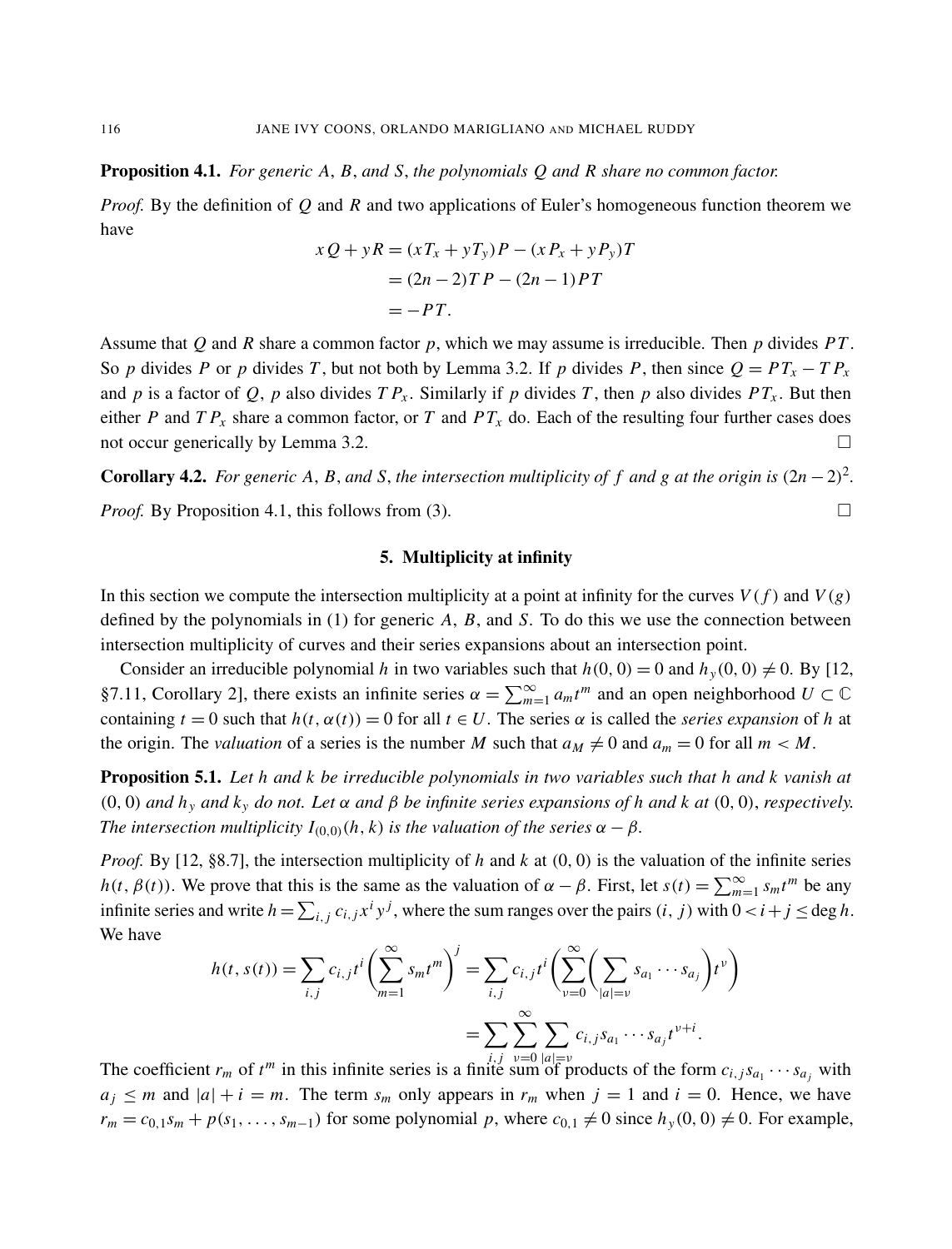**Proposition 4.1.** *For generic $A$, $B$, and $S$, the polynomials $Q$ and $R$ share no common factor.*

*Proof.* By the definition of $Q$ and $R$ and two applications of Euler's homogeneous function theorem we have

$$
\begin{aligned}
xQ + yR &= (xT_x + yT_y)P - (xP_x + yP_y)T \\
&= (2n-2)TP - (2n-1)PT \\
&= -PT.
\end{aligned}
$$

Assume that $Q$ and $R$ share a common factor $p$, which we may assume is irreducible. Then $p$ divides $PT$. So $p$ divides $P$ or $p$ divides $T$, but not both by Lemma 3.2. If $p$ divides $P$, then since $Q = PT_x - TP_x$ and $p$ is a factor of $Q$, $p$ also divides $TP_x$. Similarly if $p$ divides $T$, then $p$ also divides $PT_x$. But then either $P$ and $TP_x$ share a common factor, or $T$ and $PT_x$ do. Each of the resulting four further cases does not occur generically by Lemma 3.2. □

**Corollary 4.2.** *For generic $A$, $B$, and $S$, the intersection multiplicity of $f$ and $g$ at the origin is $(2n-2)^2$.*

*Proof.* By Proposition 4.1, this follows from (3). □

## 5. Multiplicity at infinity

In this section we compute the intersection multiplicity at a point at infinity for the curves $V(f)$ and $V(g)$ defined by the polynomials in (1) for generic $A$, $B$, and $S$. To do this we use the connection between intersection multiplicity of curves and their series expansions about an intersection point.

Consider an irreducible polynomial $h$ in two variables such that $h(0,0) = 0$ and $h_y(0,0) \neq 0$. By [12, §7.11, Corollary 2], there exists an infinite series $\alpha = \sum_{m=1}^{\infty} a_m t^m$ and an open neighborhood $U \subset \mathbb{C}$ containing $t = 0$ such that $h(t, \alpha(t)) = 0$ for all $t \in U$. The series $\alpha$ is called the *series expansion* of $h$ at the origin. The *valuation* of a series is the number $M$ such that $a_M \neq 0$ and $a_m = 0$ for all $m < M$.

**Proposition 5.1.** *Let $h$ and $k$ be irreducible polynomials in two variables such that $h$ and $k$ vanish at $(0,0)$ and $h_y$ and $k_y$ do not. Let $\alpha$ and $\beta$ be infinite series expansions of $h$ and $k$ at $(0,0)$, respectively. The intersection multiplicity $I_{(0,0)}(h,k)$ is the valuation of the series $\alpha - \beta$.*

*Proof.* By [12, §8.7], the intersection multiplicity of $h$ and $k$ at $(0,0)$ is the valuation of the infinite series $h(t, \beta(t))$. We prove that this is the same as the valuation of $\alpha - \beta$. First, let $s(t) = \sum_{m=1}^{\infty} s_m t^m$ be any infinite series and write $h = \sum_{i,j} c_{i,j} x^i y^j$, where the sum ranges over the pairs $(i,j)$ with $0 < i + j \leq \deg h$. We have

$$
\begin{aligned}
h(t, s(t)) = \sum_{i,j} c_{i,j} t^i \left( \sum_{m=1}^{\infty} s_m t^m \right)^j &= \sum_{i,j} c_{i,j} t^i \left( \sum_{\nu=0}^{\infty} \left( \sum_{|a|=\nu} s_{a_1} \cdots s_{a_j} \right) t^{\nu} \right) \\
&= \sum_{i,j} \sum_{\nu=0}^{\infty} \sum_{|a|=\nu} c_{i,j} s_{a_1} \cdots s_{a_j} t^{\nu+i}.
\end{aligned}
$$

The coefficient $r_m$ of $t^m$ in this infinite series is a finite sum of products of the form $c_{i,j} s_{a_1} \cdots s_{a_j}$ with $a_j \leq m$ and $|a| + i = m$. The term $s_m$ only appears in $r_m$ when $j = 1$ and $i = 0$. Hence, we have $r_m = c_{0,1} s_m + p(s_1, \ldots, s_{m-1})$ for some polynomial $p$, where $c_{0,1} \neq 0$ since $h_y(0,0) \neq 0$. For example,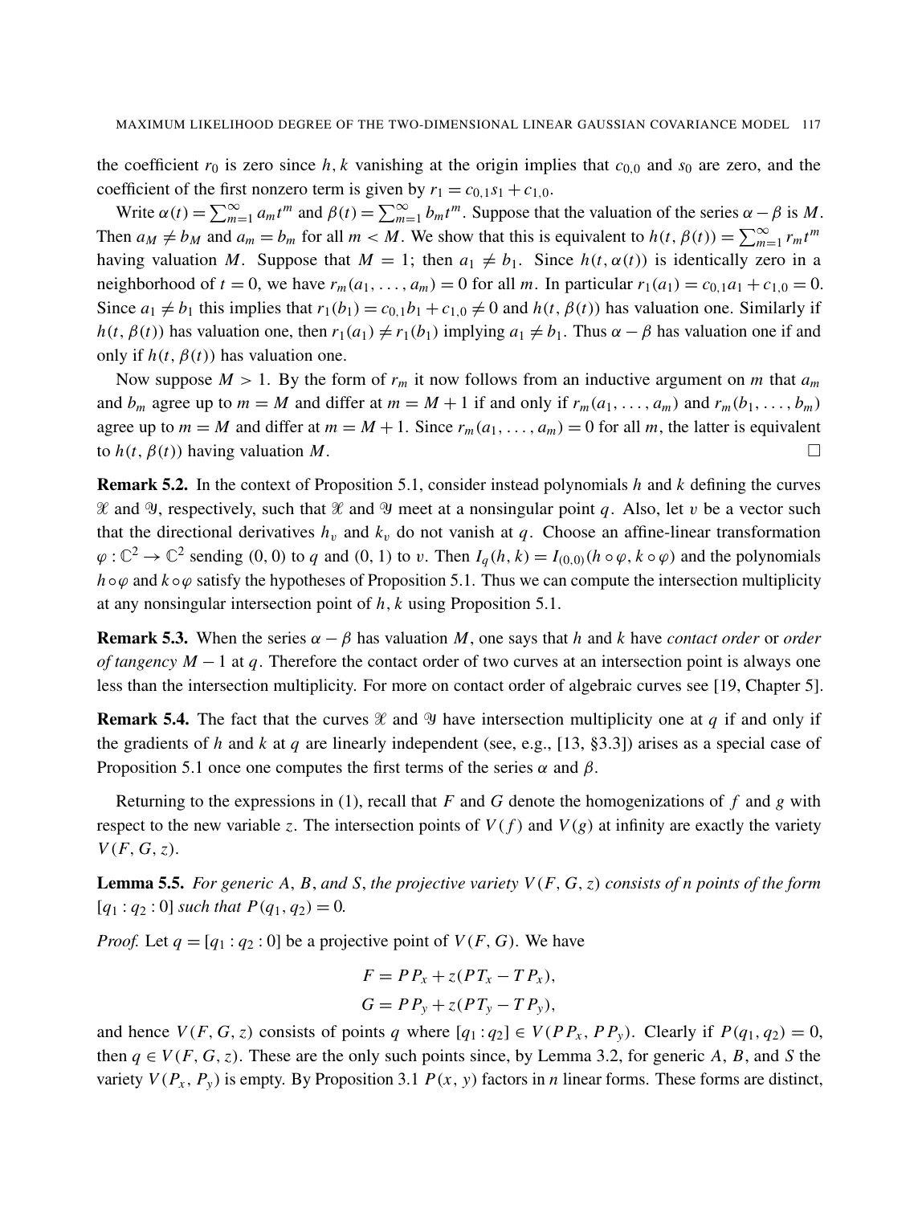the coefficient $r_0$ is zero since $h, k$ vanishing at the origin implies that $c_{0,0}$ and $s_0$ are zero, and the coefficient of the first nonzero term is given by $r_1 = c_{0,1}s_1 + c_{1,0}$.

Write $\alpha(t) = \sum_{m=1}^{\infty} a_m t^m$ and $\beta(t) = \sum_{m=1}^{\infty} b_m t^m$. Suppose that the valuation of the series $\alpha - \beta$ is $M$. Then $a_M \neq b_M$ and $a_m = b_m$ for all $m < M$. We show that this is equivalent to $h(t, \beta(t)) = \sum_{m=1}^{\infty} r_m t^m$ having valuation $M$. Suppose that $M = 1$; then $a_1 \neq b_1$. Since $h(t, \alpha(t))$ is identically zero in a neighborhood of $t = 0$, we have $r_m(a_1, \dots, a_m) = 0$ for all $m$. In particular $r_1(a_1) = c_{0,1}a_1 + c_{1,0} = 0$. Since $a_1 \neq b_1$ this implies that $r_1(b_1) = c_{0,1}b_1 + c_{1,0} \neq 0$ and $h(t, \beta(t))$ has valuation one. Similarly if $h(t, \beta(t))$ has valuation one, then $r_1(a_1) \neq r_1(b_1)$ implying $a_1 \neq b_1$. Thus $\alpha - \beta$ has valuation one if and only if $h(t, \beta(t))$ has valuation one.

Now suppose $M > 1$. By the form of $r_m$ it now follows from an inductive argument on $m$ that $a_m$ and $b_m$ agree up to $m = M$ and differ at $m = M + 1$ if and only if $r_m(a_1, \dots, a_m)$ and $r_m(b_1, \dots, b_m)$ agree up to $m = M$ and differ at $m = M + 1$. Since $r_m(a_1, \dots, a_m) = 0$ for all $m$, the latter is equivalent to $h(t, \beta(t))$ having valuation $M$. □

**Remark 5.2.** In the context of Proposition 5.1, consider instead polynomials $h$ and $k$ defining the curves $\mathcal{X}$ and $\mathcal{Y}$, respectively, such that $\mathcal{X}$ and $\mathcal{Y}$ meet at a nonsingular point $q$. Also, let $v$ be a vector such that the directional derivatives $h_v$ and $k_v$ do not vanish at $q$. Choose an affine-linear transformation $\varphi : \mathbb{C}^2 \to \mathbb{C}^2$ sending $(0, 0)$ to $q$ and $(0, 1)$ to $v$. Then $I_q(h, k) = I_{(0,0)}(h \circ \varphi, k \circ \varphi)$ and the polynomials $h \circ \varphi$ and $k \circ \varphi$ satisfy the hypotheses of Proposition 5.1. Thus we can compute the intersection multiplicity at any nonsingular intersection point of $h, k$ using Proposition 5.1.

**Remark 5.3.** When the series $\alpha - \beta$ has valuation $M$, one says that $h$ and $k$ have *contact order* or *order of tangency* $M - 1$ at $q$. Therefore the contact order of two curves at an intersection point is always one less than the intersection multiplicity. For more on contact order of algebraic curves see [19, Chapter 5].

**Remark 5.4.** The fact that the curves $\mathcal{X}$ and $\mathcal{Y}$ have intersection multiplicity one at $q$ if and only if the gradients of $h$ and $k$ at $q$ are linearly independent (see, e.g., [13, §3.3]) arises as a special case of Proposition 5.1 once one computes the first terms of the series $\alpha$ and $\beta$.

Returning to the expressions in (1), recall that $F$ and $G$ denote the homogenizations of $f$ and $g$ with respect to the new variable $z$. The intersection points of $V(f)$ and $V(g)$ at infinity are exactly the variety $V(F, G, z)$.

**Lemma 5.5.** *For generic $A$, $B$, and $S$, the projective variety $V(F, G, z)$ consists of $n$ points of the form $[q_1 : q_2 : 0]$ such that $P(q_1, q_2) = 0$.*

*Proof.* Let $q = [q_1 : q_2 : 0]$ be a projective point of $V(F, G)$. We have

$$F = PP_x + z(PT_x - TP_x),$$
$$G = PP_y + z(PT_y - TP_y),$$

and hence $V(F, G, z)$ consists of points $q$ where $[q_1 : q_2] \in V(PP_x, PP_y)$. Clearly if $P(q_1, q_2) = 0$, then $q \in V(F, G, z)$. These are the only such points since, by Lemma 3.2, for generic $A$, $B$, and $S$ the variety $V(P_x, P_y)$ is empty. By Proposition 3.1 $P(x, y)$ factors in $n$ linear forms. These forms are distinct,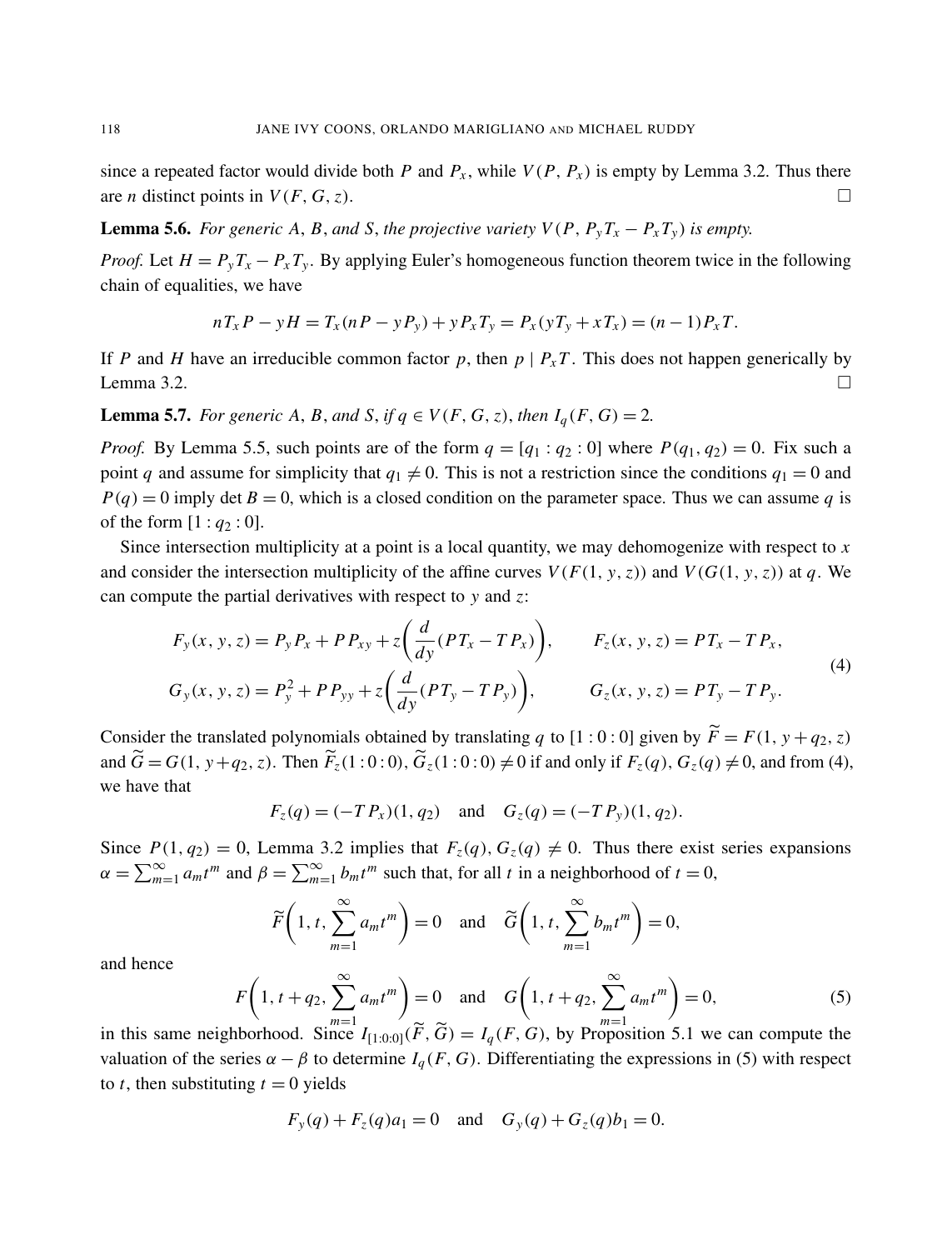since a repeated factor would divide both $P$ and $P_x$, while $V(P, P_x)$ is empty by Lemma 3.2. Thus there are $n$ distinct points in $V(F, G, z)$. $\square$

**Lemma 5.6.** *For generic $A$, $B$, and $S$, the projective variety $V(P, P_y T_x - P_x T_y)$ is empty.*

*Proof.* Let $H = P_y T_x - P_x T_y$. By applying Euler's homogeneous function theorem twice in the following chain of equalities, we have

$$nT_x P - yH = T_x(nP - yP_y) + yP_x T_y = P_x(yT_y + xT_x) = (n-1)P_x T.$$

If $P$ and $H$ have an irreducible common factor $p$, then $p \mid P_x T$. This does not happen generically by Lemma 3.2. $\square$

**Lemma 5.7.** *For generic $A$, $B$, and $S$, if $q \in V(F, G, z)$, then $I_q(F, G) = 2$.*

*Proof.* By Lemma 5.5, such points are of the form $q = [q_1 : q_2 : 0]$ where $P(q_1, q_2) = 0$. Fix such a point $q$ and assume for simplicity that $q_1 \neq 0$. This is not a restriction since the conditions $q_1 = 0$ and $P(q) = 0$ imply $\det B = 0$, which is a closed condition on the parameter space. Thus we can assume $q$ is of the form $[1 : q_2 : 0]$.

Since intersection multiplicity at a point is a local quantity, we may dehomogenize with respect to $x$ and consider the intersection multiplicity of the affine curves $V(F(1, y, z))$ and $V(G(1, y, z))$ at $q$. We can compute the partial derivatives with respect to $y$ and $z$:

$$\begin{aligned}
F_y(x, y, z) &= P_y P_x + P P_{xy} + z\left(\frac{d}{dy}(PT_x - TP_x)\right), & F_z(x, y, z) &= PT_x - TP_x, \\
G_y(x, y, z) &= P_y^2 + P P_{yy} + z\left(\frac{d}{dy}(PT_y - TP_y)\right), & G_z(x, y, z) &= PT_y - TP_y.
\end{aligned} \tag{4}$$

Consider the translated polynomials obtained by translating $q$ to $[1 : 0 : 0]$ given by $\widetilde{F} = F(1, y + q_2, z)$ and $\widetilde{G} = G(1, y + q_2, z)$. Then $\widetilde{F}_z(1 : 0 : 0), \widetilde{G}_z(1 : 0 : 0) \neq 0$ if and only if $F_z(q), G_z(q) \neq 0$, and from (4), we have that

$$F_z(q) = (-TP_x)(1, q_2) \quad \text{and} \quad G_z(q) = (-TP_y)(1, q_2).$$

Since $P(1, q_2) = 0$, Lemma 3.2 implies that $F_z(q), G_z(q) \neq 0$. Thus there exist series expansions $\alpha = \sum_{m=1}^{\infty} a_m t^m$ and $\beta = \sum_{m=1}^{\infty} b_m t^m$ such that, for all $t$ in a neighborhood of $t = 0$,

$$\widetilde{F}\left(1, t, \sum_{m=1}^{\infty} a_m t^m\right) = 0 \quad \text{and} \quad \widetilde{G}\left(1, t, \sum_{m=1}^{\infty} b_m t^m\right) = 0,$$

and hence

$$F\left(1, t + q_2, \sum_{m=1}^{\infty} a_m t^m\right) = 0 \quad \text{and} \quad G\left(1, t + q_2, \sum_{m=1}^{\infty} a_m t^m\right) = 0, \tag{5}$$

in this same neighborhood. Since $I_{[1:0:0]}(\widetilde{F}, \widetilde{G}) = I_q(F, G)$, by Proposition 5.1 we can compute the valuation of the series $\alpha - \beta$ to determine $I_q(F, G)$. Differentiating the expressions in (5) with respect to $t$, then substituting $t = 0$ yields

$$F_y(q) + F_z(q)a_1 = 0 \quad \text{and} \quad G_y(q) + G_z(q)b_1 = 0.$$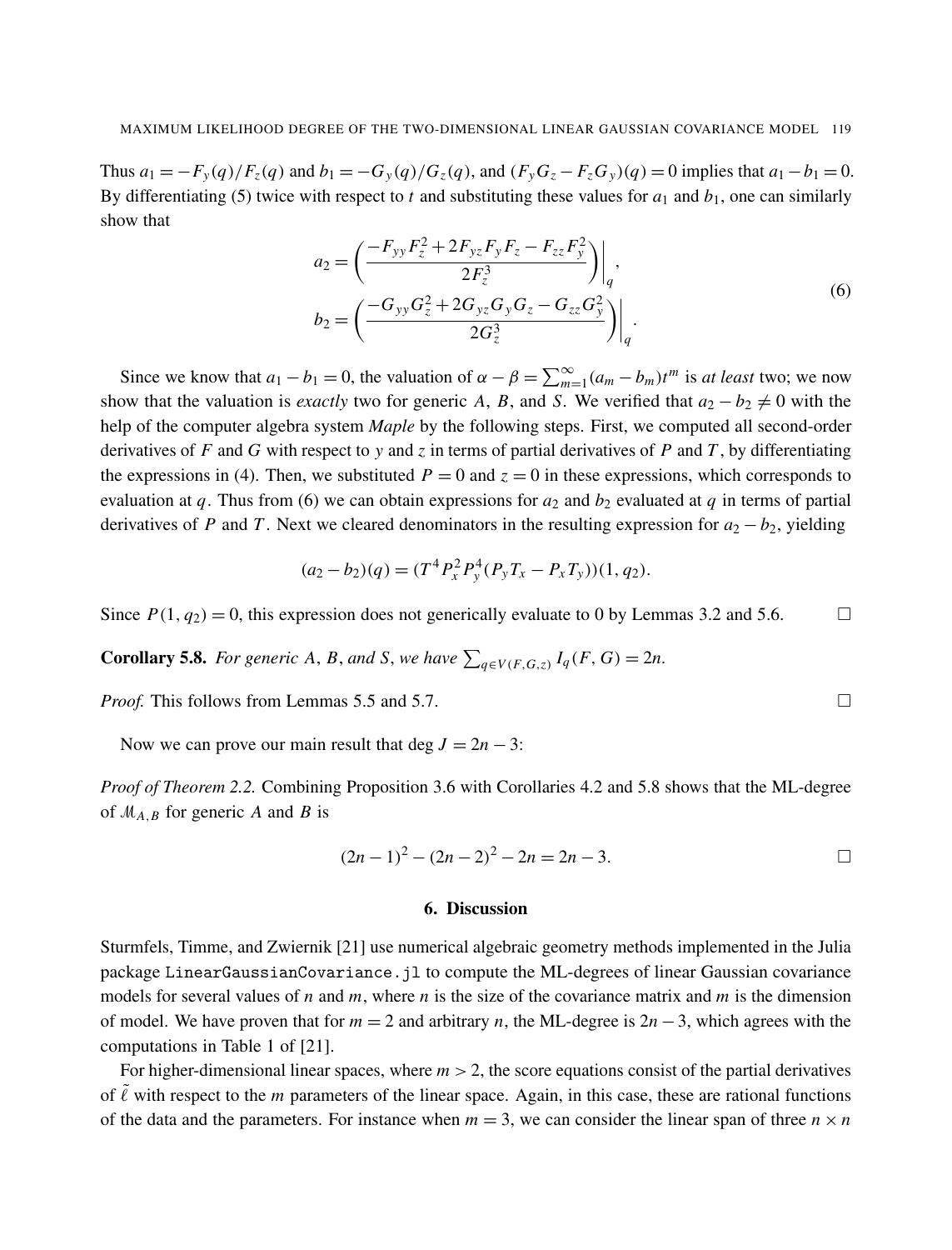Thus $a_1 = -F_y(q)/F_z(q)$ and $b_1 = -G_y(q)/G_z(q)$, and $(F_y G_z - F_z G_y)(q) = 0$ implies that $a_1 - b_1 = 0$. By differentiating (5) twice with respect to $t$ and substituting these values for $a_1$ and $b_1$, one can similarly show that

$$
\begin{aligned}
a_2 &= \left( \frac{-F_{yy} F_z^2 + 2F_{yz} F_y F_z - F_{zz} F_y^2}{2F_z^3} \right)\bigg|_q, \\
b_2 &= \left( \frac{-G_{yy} G_z^2 + 2G_{yz} G_y G_z - G_{zz} G_y^2}{2G_z^3} \right)\bigg|_q.
\end{aligned}
\tag{6}
$$

Since we know that $a_1 - b_1 = 0$, the valuation of $\alpha - \beta = \sum_{m=1}^{\infty} (a_m - b_m) t^m$ is *at least* two; we now show that the valuation is *exactly* two for generic $A$, $B$, and $S$. We verified that $a_2 - b_2 \neq 0$ with the help of the computer algebra system *Maple* by the following steps. First, we computed all second-order derivatives of $F$ and $G$ with respect to $y$ and $z$ in terms of partial derivatives of $P$ and $T$, by differentiating the expressions in (4). Then, we substituted $P = 0$ and $z = 0$ in these expressions, which corresponds to evaluation at $q$. Thus from (6) we can obtain expressions for $a_2$ and $b_2$ evaluated at $q$ in terms of partial derivatives of $P$ and $T$. Next we cleared denominators in the resulting expression for $a_2 - b_2$, yielding

$$(a_2 - b_2)(q) = (T^4 P_x^2 P_y^4 (P_y T_x - P_x T_y))(1, q_2).$$

Since $P(1, q_2) = 0$, this expression does not generically evaluate to 0 by Lemmas 3.2 and 5.6. □

**Corollary 5.8.** *For generic $A$, $B$, and $S$, we have $\sum_{q \in V(F,G,z)} I_q(F, G) = 2n$.*

*Proof.* This follows from Lemmas 5.5 and 5.7. □

Now we can prove our main result that $\deg J = 2n - 3$:

*Proof of Theorem 2.2.* Combining Proposition 3.6 with Corollaries 4.2 and 5.8 shows that the ML-degree of $\mathcal{M}_{A,B}$ for generic $A$ and $B$ is

$$(2n - 1)^2 - (2n - 2)^2 - 2n = 2n - 3.$$

□

## 6. Discussion

Sturmfels, Timme, and Zwiernik [21] use numerical algebraic geometry methods implemented in the Julia package `LinearGaussianCovariance.jl` to compute the ML-degrees of linear Gaussian covariance models for several values of $n$ and $m$, where $n$ is the size of the covariance matrix and $m$ is the dimension of model. We have proven that for $m = 2$ and arbitrary $n$, the ML-degree is $2n - 3$, which agrees with the computations in Table 1 of [21].

For higher-dimensional linear spaces, where $m > 2$, the score equations consist of the partial derivatives of $\tilde{\ell}$ with respect to the $m$ parameters of the linear space. Again, in this case, these are rational functions of the data and the parameters. For instance when $m = 3$, we can consider the linear span of three $n \times n$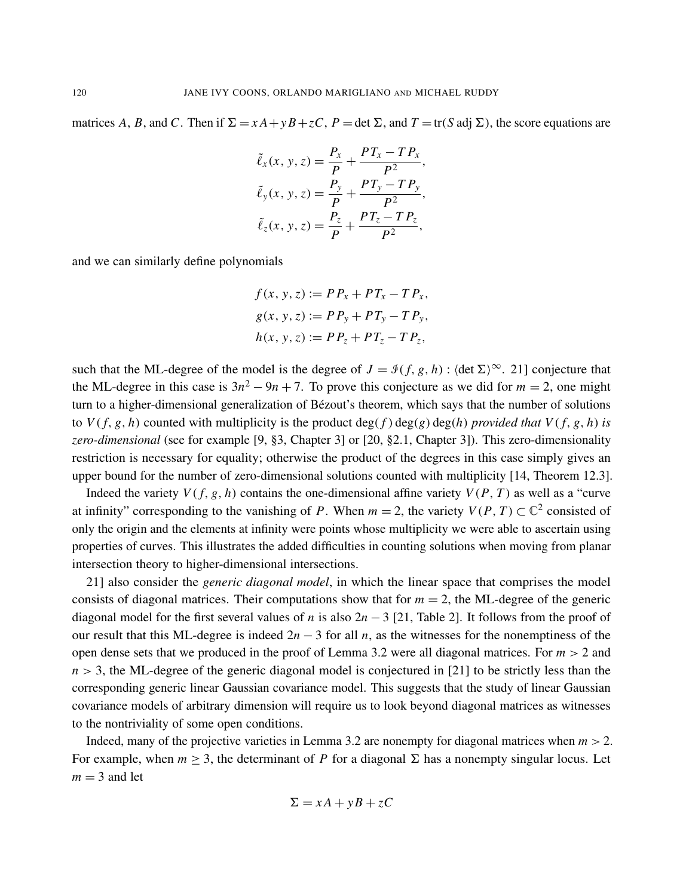matrices $A$, $B$, and $C$. Then if $\Sigma = xA + yB + zC$, $P = \det \Sigma$, and $T = \operatorname{tr}(S \operatorname{adj} \Sigma)$, the score equations are

$$\tilde{\ell}_x(x, y, z) = \frac{P_x}{P} + \frac{PT_x - TP_x}{P^2},$$
$$\tilde{\ell}_y(x, y, z) = \frac{P_y}{P} + \frac{PT_y - TP_y}{P^2},$$
$$\tilde{\ell}_z(x, y, z) = \frac{P_z}{P} + \frac{PT_z - TP_z}{P^2},$$

and we can similarly define polynomials

$$f(x, y, z) := PP_x + PT_x - TP_x,$$
$$g(x, y, z) := PP_y + PT_y - TP_y,$$
$$h(x, y, z) := PP_z + PT_z - TP_z,$$

such that the ML-degree of the model is the degree of $J = \mathcal{I}(f, g, h) : \langle \det \Sigma \rangle^{\infty}$. 21] conjecture that the ML-degree in this case is $3n^2 - 9n + 7$. To prove this conjecture as we did for $m = 2$, one might turn to a higher-dimensional generalization of Bézout's theorem, which says that the number of solutions to $V(f, g, h)$ counted with multiplicity is the product $\deg(f) \deg(g) \deg(h)$ *provided that $V(f, g, h)$ is zero-dimensional* (see for example [9, §3, Chapter 3] or [20, §2.1, Chapter 3]). This zero-dimensionality restriction is necessary for equality; otherwise the product of the degrees in this case simply gives an upper bound for the number of zero-dimensional solutions counted with multiplicity [14, Theorem 12.3].

Indeed the variety $V(f, g, h)$ contains the one-dimensional affine variety $V(P, T)$ as well as a "curve at infinity" corresponding to the vanishing of $P$. When $m = 2$, the variety $V(P, T) \subset \mathbb{C}^2$ consisted of only the origin and the elements at infinity were points whose multiplicity we were able to ascertain using properties of curves. This illustrates the added difficulties in counting solutions when moving from planar intersection theory to higher-dimensional intersections.

21] also consider the *generic diagonal model*, in which the linear space that comprises the model consists of diagonal matrices. Their computations show that for $m = 2$, the ML-degree of the generic diagonal model for the first several values of $n$ is also $2n - 3$ [21, Table 2]. It follows from the proof of our result that this ML-degree is indeed $2n - 3$ for all $n$, as the witnesses for the nonemptiness of the open dense sets that we produced in the proof of Lemma 3.2 were all diagonal matrices. For $m > 2$ and $n > 3$, the ML-degree of the generic diagonal model is conjectured in [21] to be strictly less than the corresponding generic linear Gaussian covariance model. This suggests that the study of linear Gaussian covariance models of arbitrary dimension will require us to look beyond diagonal matrices as witnesses to the nontriviality of some open conditions.

Indeed, many of the projective varieties in Lemma 3.2 are nonempty for diagonal matrices when $m > 2$. For example, when $m \geq 3$, the determinant of $P$ for a diagonal $\Sigma$ has a nonempty singular locus. Let $m = 3$ and let

$$\Sigma = xA + yB + zC$$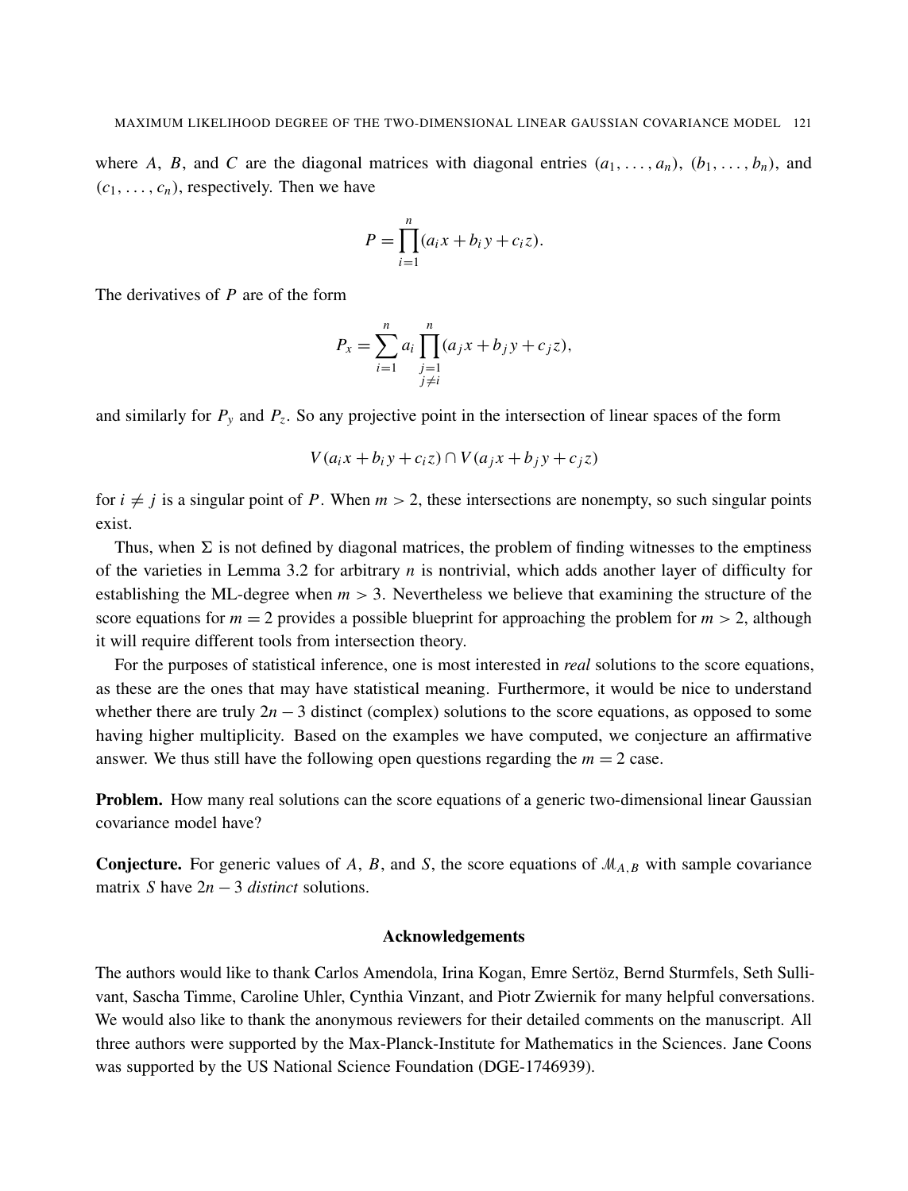where $A$, $B$, and $C$ are the diagonal matrices with diagonal entries $(a_1, \ldots, a_n)$, $(b_1, \ldots, b_n)$, and $(c_1, \ldots, c_n)$, respectively. Then we have

$$P = \prod_{i=1}^{n} (a_i x + b_i y + c_i z).$$

The derivatives of $P$ are of the form

$$P_x = \sum_{i=1}^{n} a_i \prod_{\substack{j=1 \\ j \neq i}}^{n} (a_j x + b_j y + c_j z),$$

and similarly for $P_y$ and $P_z$. So any projective point in the intersection of linear spaces of the form

$$V(a_i x + b_i y + c_i z) \cap V(a_j x + b_j y + c_j z)$$

for $i \neq j$ is a singular point of $P$. When $m > 2$, these intersections are nonempty, so such singular points exist.

Thus, when $\Sigma$ is not defined by diagonal matrices, the problem of finding witnesses to the emptiness of the varieties in Lemma 3.2 for arbitrary $n$ is nontrivial, which adds another layer of difficulty for establishing the ML-degree when $m > 3$. Nevertheless we believe that examining the structure of the score equations for $m = 2$ provides a possible blueprint for approaching the problem for $m > 2$, although it will require different tools from intersection theory.

For the purposes of statistical inference, one is most interested in *real* solutions to the score equations, as these are the ones that may have statistical meaning. Furthermore, it would be nice to understand whether there are truly $2n - 3$ distinct (complex) solutions to the score equations, as opposed to some having higher multiplicity. Based on the examples we have computed, we conjecture an affirmative answer. We thus still have the following open questions regarding the $m = 2$ case.

**Problem.** How many real solutions can the score equations of a generic two-dimensional linear Gaussian covariance model have?

**Conjecture.** For generic values of $A$, $B$, and $S$, the score equations of $\mathcal{M}_{A,B}$ with sample covariance matrix $S$ have $2n - 3$ *distinct* solutions.

## Acknowledgements

The authors would like to thank Carlos Amendola, Irina Kogan, Emre Sertöz, Bernd Sturmfels, Seth Sullivant, Sascha Timme, Caroline Uhler, Cynthia Vinzant, and Piotr Zwiernik for many helpful conversations. We would also like to thank the anonymous reviewers for their detailed comments on the manuscript. All three authors were supported by the Max-Planck-Institute for Mathematics in the Sciences. Jane Coons was supported by the US National Science Foundation (DGE-1746939).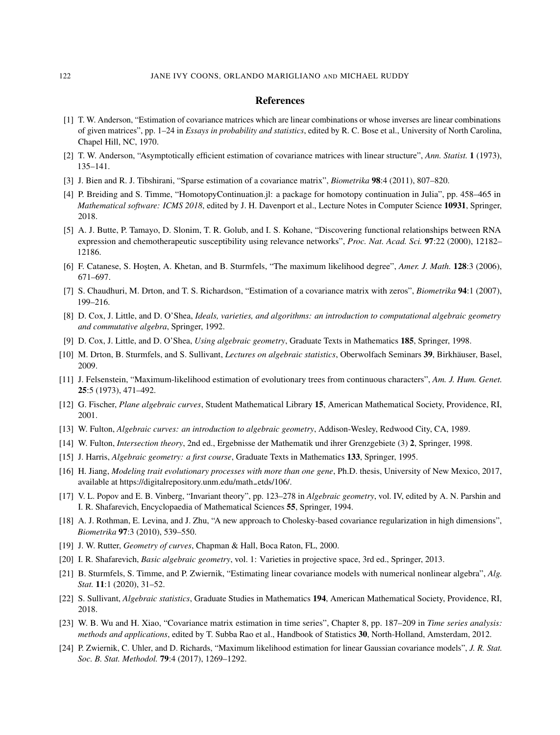## References

[1] T. W. Anderson, "Estimation of covariance matrices which are linear combinations or whose inverses are linear combinations of given matrices", pp. 1–24 in *Essays in probability and statistics*, edited by R. C. Bose et al., University of North Carolina, Chapel Hill, NC, 1970.

[2] T. W. Anderson, "Asymptotically efficient estimation of covariance matrices with linear structure", *Ann. Statist.* **1** (1973), 135–141.

[3] J. Bien and R. J. Tibshirani, "Sparse estimation of a covariance matrix", *Biometrika* **98**:4 (2011), 807–820.

[4] P. Breiding and S. Timme, "HomotopyContinuation.jl: a package for homotopy continuation in Julia", pp. 458–465 in *Mathematical software: ICMS 2018*, edited by J. H. Davenport et al., Lecture Notes in Computer Science **10931**, Springer, 2018.

[5] A. J. Butte, P. Tamayo, D. Slonim, T. R. Golub, and I. S. Kohane, "Discovering functional relationships between RNA expression and chemotherapeutic susceptibility using relevance networks", *Proc. Nat. Acad. Sci.* **97**:22 (2000), 12182–12186.

[6] F. Catanese, S. Hoşten, A. Khetan, and B. Sturmfels, "The maximum likelihood degree", *Amer. J. Math.* **128**:3 (2006), 671–697.

[7] S. Chaudhuri, M. Drton, and T. S. Richardson, "Estimation of a covariance matrix with zeros", *Biometrika* **94**:1 (2007), 199–216.

[8] D. Cox, J. Little, and D. O'Shea, *Ideals, varieties, and algorithms: an introduction to computational algebraic geometry and commutative algebra*, Springer, 1992.

[9] D. Cox, J. Little, and D. O'Shea, *Using algebraic geometry*, Graduate Texts in Mathematics **185**, Springer, 1998.

[10] M. Drton, B. Sturmfels, and S. Sullivant, *Lectures on algebraic statistics*, Oberwolfach Seminars **39**, Birkhäuser, Basel, 2009.

[11] J. Felsenstein, "Maximum-likelihood estimation of evolutionary trees from continuous characters", *Am. J. Hum. Genet.* **25**:5 (1973), 471–492.

[12] G. Fischer, *Plane algebraic curves*, Student Mathematical Library **15**, American Mathematical Society, Providence, RI, 2001.

[13] W. Fulton, *Algebraic curves: an introduction to algebraic geometry*, Addison-Wesley, Redwood City, CA, 1989.

[14] W. Fulton, *Intersection theory*, 2nd ed., Ergebnisse der Mathematik und ihrer Grenzgebiete (3) **2**, Springer, 1998.

[15] J. Harris, *Algebraic geometry: a first course*, Graduate Texts in Mathematics **133**, Springer, 1995.

[16] H. Jiang, *Modeling trait evolutionary processes with more than one gene*, Ph.D. thesis, University of New Mexico, 2017, available at https://digitalrepository.unm.edu/math_etds/106/.

[17] V. L. Popov and E. B. Vinberg, "Invariant theory", pp. 123–278 in *Algebraic geometry*, vol. IV, edited by A. N. Parshin and I. R. Shafarevich, Encyclopaedia of Mathematical Sciences **55**, Springer, 1994.

[18] A. J. Rothman, E. Levina, and J. Zhu, "A new approach to Cholesky-based covariance regularization in high dimensions", *Biometrika* **97**:3 (2010), 539–550.

[19] J. W. Rutter, *Geometry of curves*, Chapman & Hall, Boca Raton, FL, 2000.

[20] I. R. Shafarevich, *Basic algebraic geometry*, vol. 1: Varieties in projective space, 3rd ed., Springer, 2013.

[21] B. Sturmfels, S. Timme, and P. Zwiernik, "Estimating linear covariance models with numerical nonlinear algebra", *Alg. Stat.* **11**:1 (2020), 31–52.

[22] S. Sullivant, *Algebraic statistics*, Graduate Studies in Mathematics **194**, American Mathematical Society, Providence, RI, 2018.

[23] W. B. Wu and H. Xiao, "Covariance matrix estimation in time series", Chapter 8, pp. 187–209 in *Time series analysis: methods and applications*, edited by T. Subba Rao et al., Handbook of Statistics **30**, North-Holland, Amsterdam, 2012.

[24] P. Zwiernik, C. Uhler, and D. Richards, "Maximum likelihood estimation for linear Gaussian covariance models", *J. R. Stat. Soc. B. Stat. Methodol.* **79**:4 (2017), 1269–1292.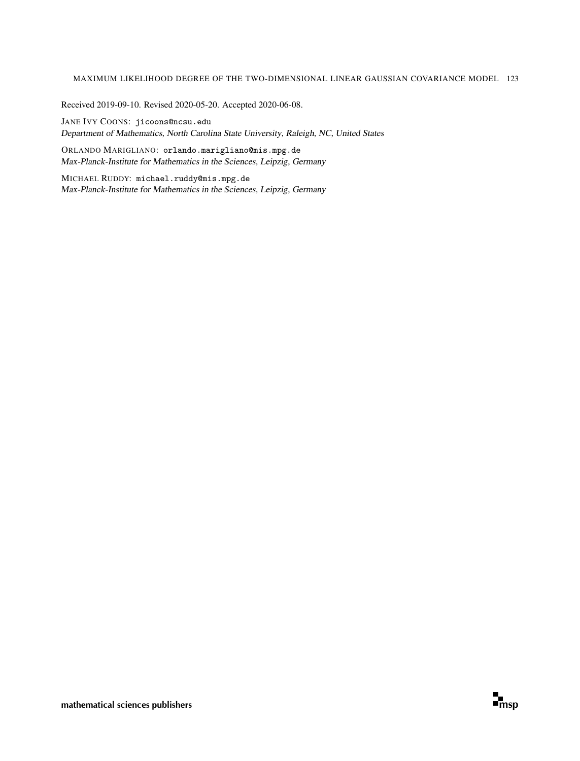Received 2019-09-10. Revised 2020-05-20. Accepted 2020-06-08.

JANE IVY COONS: jicoons@ncsu.edu
*Department of Mathematics, North Carolina State University, Raleigh, NC, United States*

ORLANDO MARIGLIANO: orlando.marigliano@mis.mpg.de
*Max-Planck-Institute for Mathematics in the Sciences, Leipzig, Germany*

MICHAEL RUDDY: michael.ruddy@mis.mpg.de
*Max-Planck-Institute for Mathematics in the Sciences, Leipzig, Germany*

**mathematical sciences publishers**

msp